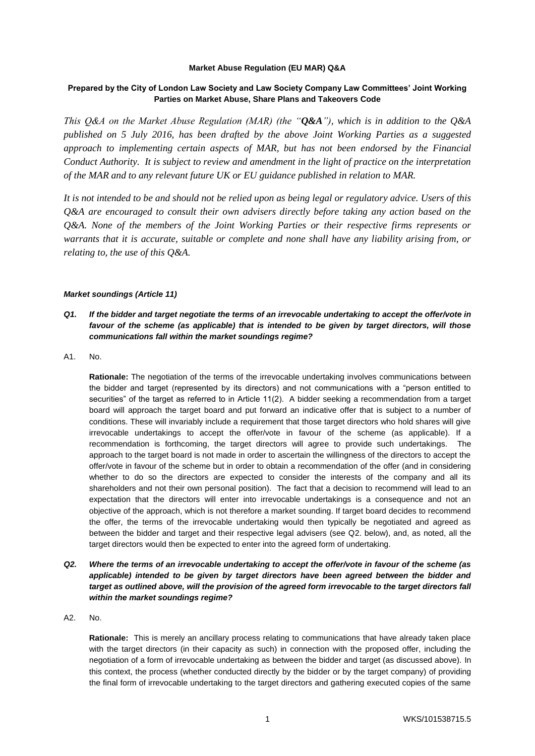**Market Abuse Regulation (EU MAR) Q&A**

**Prepared by the City of London Law Society and Law Society Company Law Committees' Joint Working Parties on Market Abuse, Share Plans and Takeovers Code**

*This Q&A on the Market Abuse Regulation (MAR) (the "**Q&A**"), which is in addition to the Q&A published on 5 July 2016, has been drafted by the above Joint Working Parties as a suggested approach to implementing certain aspects of MAR, but has not been endorsed by the Financial Conduct Authority. It is subject to review and amendment in the light of practice on the interpretation of the MAR and to any relevant future UK or EU guidance published in relation to MAR.*

*It is not intended to be and should not be relied upon as being legal or regulatory advice. Users of this Q&A are encouraged to consult their own advisers directly before taking any action based on the Q&A. None of the members of the Joint Working Parties or their respective firms represents or warrants that it is accurate, suitable or complete and none shall have any liability arising from, or relating to, the use of this Q&A.*

***Market soundings (Article 11)***

***Q1. If the bidder and target negotiate the terms of an irrevocable undertaking to accept the offer/vote in favour of the scheme (as applicable) that is intended to be given by target directors, will those communications fall within the market soundings regime?***

A1. No.

**Rationale:** The negotiation of the terms of the irrevocable undertaking involves communications between the bidder and target (represented by its directors) and not communications with a "person entitled to securities" of the target as referred to in Article 11(2). A bidder seeking a recommendation from a target board will approach the target board and put forward an indicative offer that is subject to a number of conditions. These will invariably include a requirement that those target directors who hold shares will give irrevocable undertakings to accept the offer/vote in favour of the scheme (as applicable). If a recommendation is forthcoming, the target directors will agree to provide such undertakings. The approach to the target board is not made in order to ascertain the willingness of the directors to accept the offer/vote in favour of the scheme but in order to obtain a recommendation of the offer (and in considering whether to do so the directors are expected to consider the interests of the company and all its shareholders and not their own personal position). The fact that a decision to recommend will lead to an expectation that the directors will enter into irrevocable undertakings is a consequence and not an objective of the approach, which is not therefore a market sounding. If target board decides to recommend the offer, the terms of the irrevocable undertaking would then typically be negotiated and agreed as between the bidder and target and their respective legal advisers (see Q2. below), and, as noted, all the target directors would then be expected to enter into the agreed form of undertaking.

***Q2. Where the terms of an irrevocable undertaking to accept the offer/vote in favour of the scheme (as applicable) intended to be given by target directors have been agreed between the bidder and target as outlined above, will the provision of the agreed form irrevocable to the target directors fall within the market soundings regime?***

A2. No.

**Rationale:** This is merely an ancillary process relating to communications that have already taken place with the target directors (in their capacity as such) in connection with the proposed offer, including the negotiation of a form of irrevocable undertaking as between the bidder and target (as discussed above). In this context, the process (whether conducted directly by the bidder or by the target company) of providing the final form of irrevocable undertaking to the target directors and gathering executed copies of the same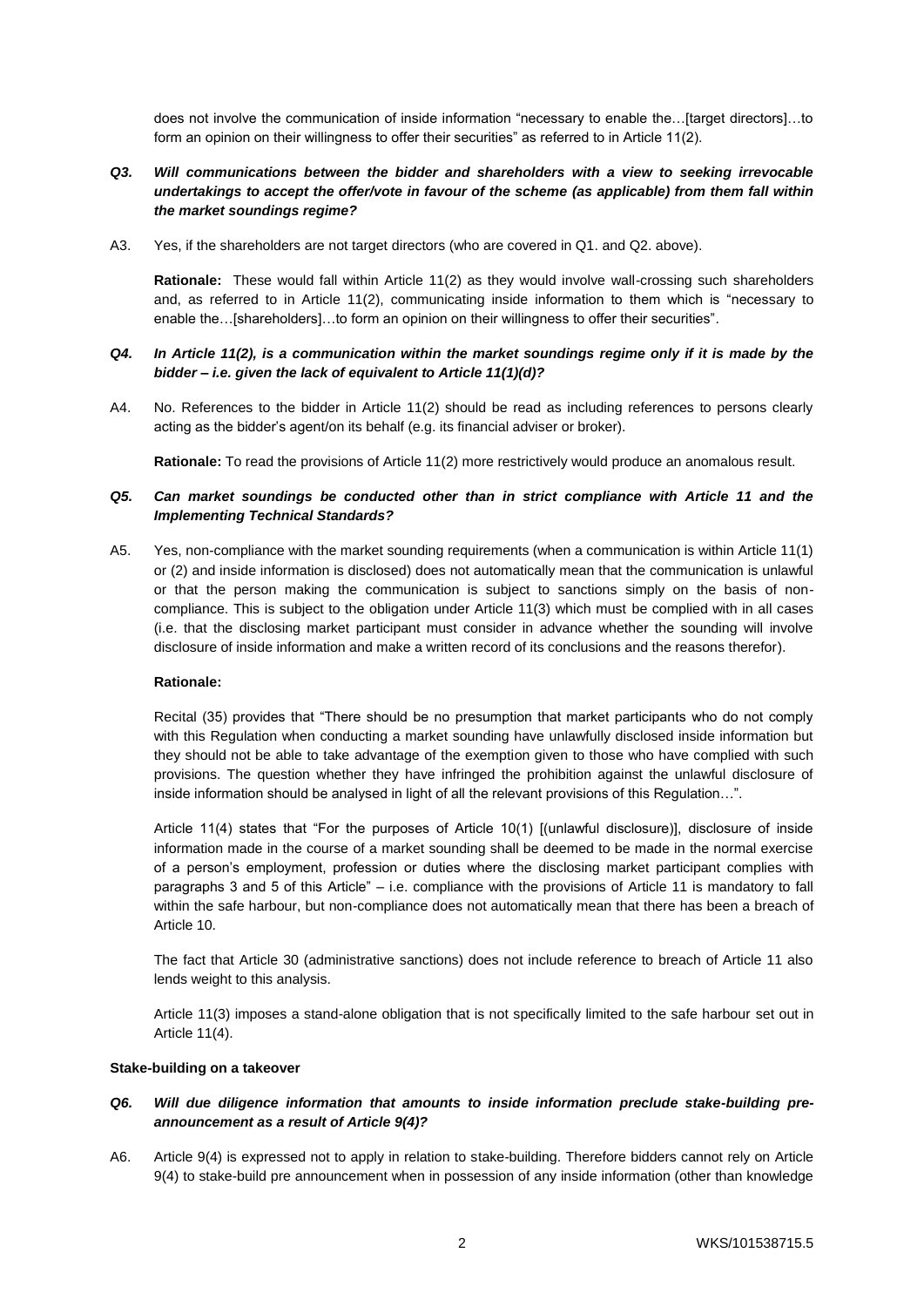does not involve the communication of inside information "necessary to enable the…[target directors]…to form an opinion on their willingness to offer their securities" as referred to in Article 11(2).

***Q3. Will communications between the bidder and shareholders with a view to seeking irrevocable undertakings to accept the offer/vote in favour of the scheme (as applicable) from them fall within the market soundings regime?***

A3. Yes, if the shareholders are not target directors (who are covered in Q1. and Q2. above).

**Rationale:** These would fall within Article 11(2) as they would involve wall-crossing such shareholders and, as referred to in Article 11(2), communicating inside information to them which is "necessary to enable the…[shareholders]…to form an opinion on their willingness to offer their securities".

***Q4. In Article 11(2), is a communication within the market soundings regime only if it is made by the bidder – i.e. given the lack of equivalent to Article 11(1)(d)?***

A4. No. References to the bidder in Article 11(2) should be read as including references to persons clearly acting as the bidder's agent/on its behalf (e.g. its financial adviser or broker).

**Rationale:** To read the provisions of Article 11(2) more restrictively would produce an anomalous result.

***Q5. Can market soundings be conducted other than in strict compliance with Article 11 and the Implementing Technical Standards?***

A5. Yes, non-compliance with the market sounding requirements (when a communication is within Article 11(1) or (2) and inside information is disclosed) does not automatically mean that the communication is unlawful or that the person making the communication is subject to sanctions simply on the basis of non-compliance. This is subject to the obligation under Article 11(3) which must be complied with in all cases (i.e. that the disclosing market participant must consider in advance whether the sounding will involve disclosure of inside information and make a written record of its conclusions and the reasons therefor).

**Rationale:**

Recital (35) provides that "There should be no presumption that market participants who do not comply with this Regulation when conducting a market sounding have unlawfully disclosed inside information but they should not be able to take advantage of the exemption given to those who have complied with such provisions. The question whether they have infringed the prohibition against the unlawful disclosure of inside information should be analysed in light of all the relevant provisions of this Regulation…".

Article 11(4) states that "For the purposes of Article 10(1) [(unlawful disclosure)], disclosure of inside information made in the course of a market sounding shall be deemed to be made in the normal exercise of a person's employment, profession or duties where the disclosing market participant complies with paragraphs 3 and 5 of this Article" – i.e. compliance with the provisions of Article 11 is mandatory to fall within the safe harbour, but non-compliance does not automatically mean that there has been a breach of Article 10.

The fact that Article 30 (administrative sanctions) does not include reference to breach of Article 11 also lends weight to this analysis.

Article 11(3) imposes a stand-alone obligation that is not specifically limited to the safe harbour set out in Article 11(4).

**Stake-building on a takeover**

***Q6. Will due diligence information that amounts to inside information preclude stake-building pre-announcement as a result of Article 9(4)?***

A6. Article 9(4) is expressed not to apply in relation to stake-building. Therefore bidders cannot rely on Article 9(4) to stake-build pre announcement when in possession of any inside information (other than knowledge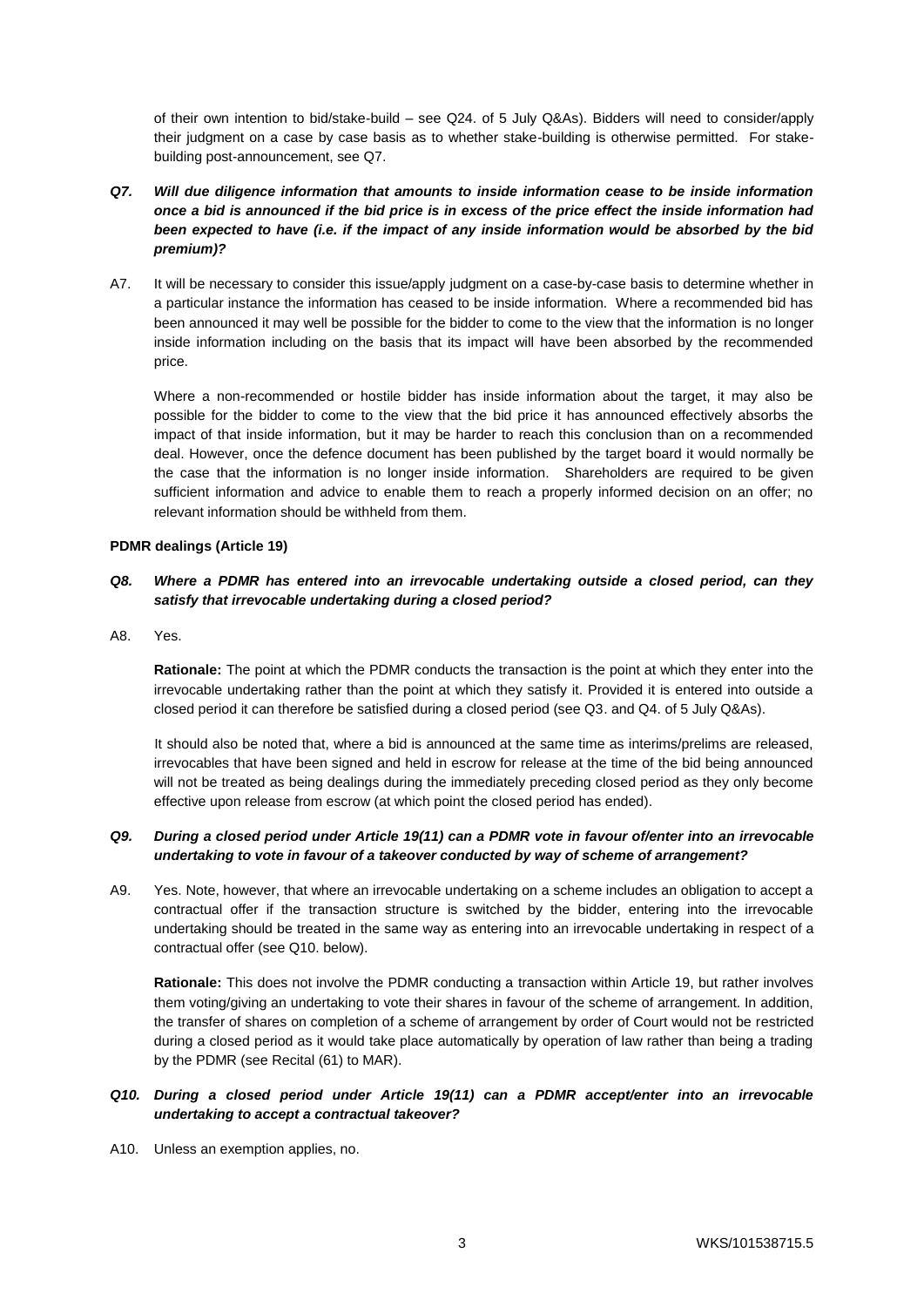of their own intention to bid/stake-build – see Q24. of 5 July Q&As). Bidders will need to consider/apply their judgment on a case by case basis as to whether stake-building is otherwise permitted. For stake-building post-announcement, see Q7.

***Q7. Will due diligence information that amounts to inside information cease to be inside information once a bid is announced if the bid price is in excess of the price effect the inside information had been expected to have (i.e. if the impact of any inside information would be absorbed by the bid premium)?***

A7. It will be necessary to consider this issue/apply judgment on a case-by-case basis to determine whether in a particular instance the information has ceased to be inside information. Where a recommended bid has been announced it may well be possible for the bidder to come to the view that the information is no longer inside information including on the basis that its impact will have been absorbed by the recommended price.

Where a non-recommended or hostile bidder has inside information about the target, it may also be possible for the bidder to come to the view that the bid price it has announced effectively absorbs the impact of that inside information, but it may be harder to reach this conclusion than on a recommended deal. However, once the defence document has been published by the target board it would normally be the case that the information is no longer inside information. Shareholders are required to be given sufficient information and advice to enable them to reach a properly informed decision on an offer; no relevant information should be withheld from them.

**PDMR dealings (Article 19)**

***Q8. Where a PDMR has entered into an irrevocable undertaking outside a closed period, can they satisfy that irrevocable undertaking during a closed period?***

A8. Yes.

**Rationale:** The point at which the PDMR conducts the transaction is the point at which they enter into the irrevocable undertaking rather than the point at which they satisfy it. Provided it is entered into outside a closed period it can therefore be satisfied during a closed period (see Q3. and Q4. of 5 July Q&As).

It should also be noted that, where a bid is announced at the same time as interims/prelims are released, irrevocables that have been signed and held in escrow for release at the time of the bid being announced will not be treated as being dealings during the immediately preceding closed period as they only become effective upon release from escrow (at which point the closed period has ended).

***Q9. During a closed period under Article 19(11) can a PDMR vote in favour of/enter into an irrevocable undertaking to vote in favour of a takeover conducted by way of scheme of arrangement?***

A9. Yes. Note, however, that where an irrevocable undertaking on a scheme includes an obligation to accept a contractual offer if the transaction structure is switched by the bidder, entering into the irrevocable undertaking should be treated in the same way as entering into an irrevocable undertaking in respect of a contractual offer (see Q10. below).

**Rationale:** This does not involve the PDMR conducting a transaction within Article 19, but rather involves them voting/giving an undertaking to vote their shares in favour of the scheme of arrangement. In addition, the transfer of shares on completion of a scheme of arrangement by order of Court would not be restricted during a closed period as it would take place automatically by operation of law rather than being a trading by the PDMR (see Recital (61) to MAR).

***Q10. During a closed period under Article 19(11) can a PDMR accept/enter into an irrevocable undertaking to accept a contractual takeover?***

A10. Unless an exemption applies, no.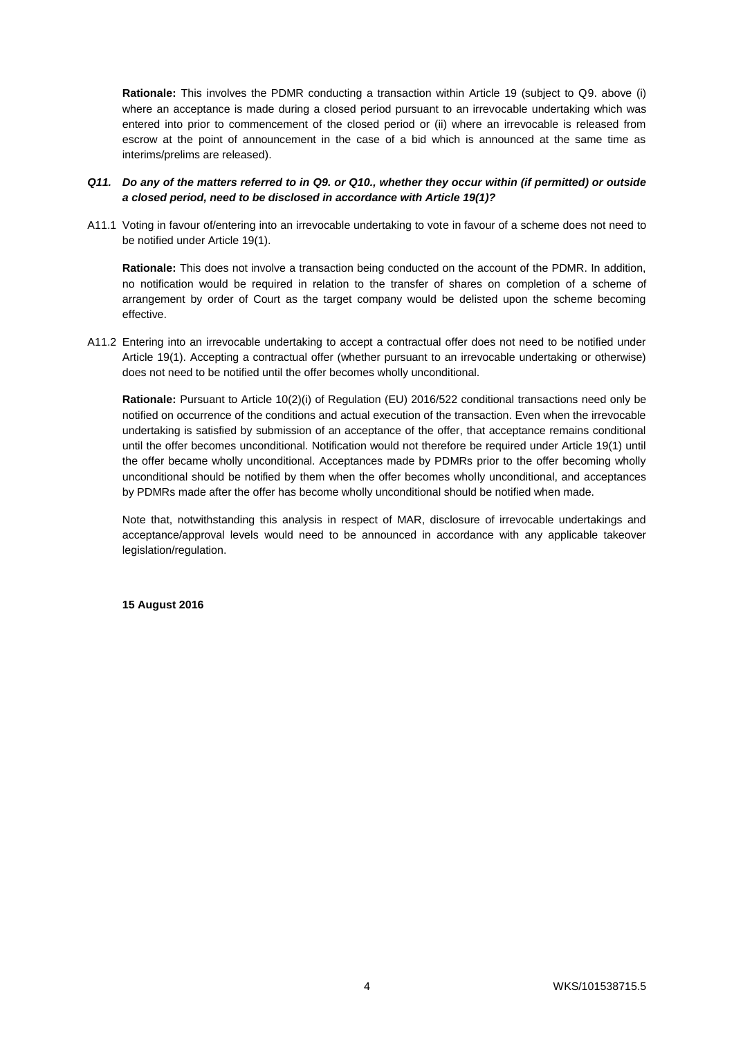**Rationale:** This involves the PDMR conducting a transaction within Article 19 (subject to Q9. above (i) where an acceptance is made during a closed period pursuant to an irrevocable undertaking which was entered into prior to commencement of the closed period or (ii) where an irrevocable is released from escrow at the point of announcement in the case of a bid which is announced at the same time as interims/prelims are released).

***Q11. Do any of the matters referred to in Q9. or Q10., whether they occur within (if permitted) or outside a closed period, need to be disclosed in accordance with Article 19(1)?***

A11.1 Voting in favour of/entering into an irrevocable undertaking to vote in favour of a scheme does not need to be notified under Article 19(1).

**Rationale:** This does not involve a transaction being conducted on the account of the PDMR. In addition, no notification would be required in relation to the transfer of shares on completion of a scheme of arrangement by order of Court as the target company would be delisted upon the scheme becoming effective.

A11.2 Entering into an irrevocable undertaking to accept a contractual offer does not need to be notified under Article 19(1). Accepting a contractual offer (whether pursuant to an irrevocable undertaking or otherwise) does not need to be notified until the offer becomes wholly unconditional.

**Rationale:** Pursuant to Article 10(2)(i) of Regulation (EU) 2016/522 conditional transactions need only be notified on occurrence of the conditions and actual execution of the transaction. Even when the irrevocable undertaking is satisfied by submission of an acceptance of the offer, that acceptance remains conditional until the offer becomes unconditional. Notification would not therefore be required under Article 19(1) until the offer became wholly unconditional. Acceptances made by PDMRs prior to the offer becoming wholly unconditional should be notified by them when the offer becomes wholly unconditional, and acceptances by PDMRs made after the offer has become wholly unconditional should be notified when made.

Note that, notwithstanding this analysis in respect of MAR, disclosure of irrevocable undertakings and acceptance/approval levels would need to be announced in accordance with any applicable takeover legislation/regulation.

**15 August 2016**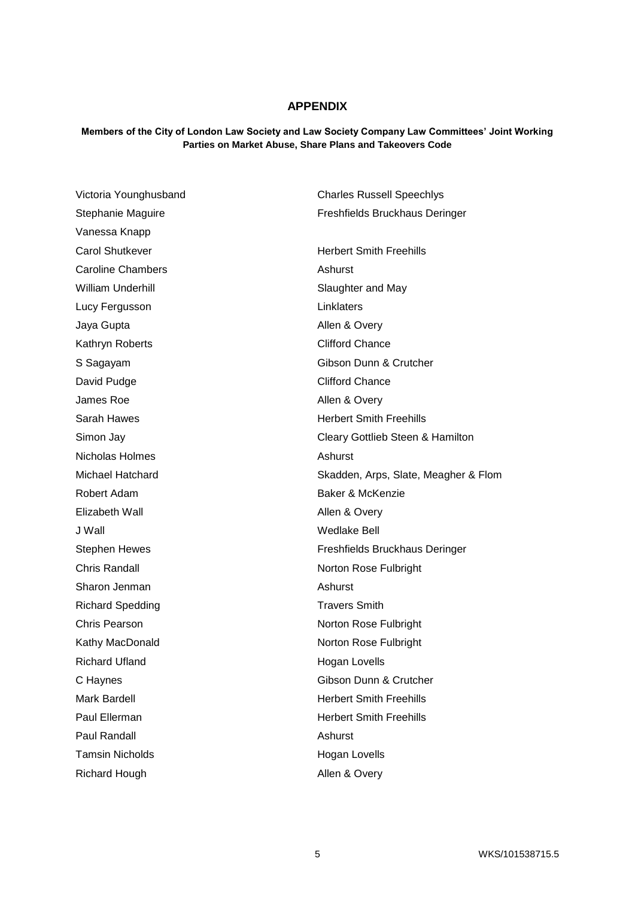# APPENDIX

**Members of the City of London Law Society and Law Society Company Law Committees' Joint Working Parties on Market Abuse, Share Plans and Takeovers Code**

| | |
|---|---|
| Victoria Younghusband | Charles Russell Speechlys |
| Stephanie Maguire | Freshfields Bruckhaus Deringer |
| Vanessa Knapp | |
| Carol Shutkever | Herbert Smith Freehills |
| Caroline Chambers | Ashurst |
| William Underhill | Slaughter and May |
| Lucy Fergusson | Linklaters |
| Jaya Gupta | Allen & Overy |
| Kathryn Roberts | Clifford Chance |
| S Sagayam | Gibson Dunn & Crutcher |
| David Pudge | Clifford Chance |
| James Roe | Allen & Overy |
| Sarah Hawes | Herbert Smith Freehills |
| Simon Jay | Cleary Gottlieb Steen & Hamilton |
| Nicholas Holmes | Ashurst |
| Michael Hatchard | Skadden, Arps, Slate, Meagher & Flom |
| Robert Adam | Baker & McKenzie |
| Elizabeth Wall | Allen & Overy |
| J Wall | Wedlake Bell |
| Stephen Hewes | Freshfields Bruckhaus Deringer |
| Chris Randall | Norton Rose Fulbright |
| Sharon Jenman | Ashurst |
| Richard Spedding | Travers Smith |
| Chris Pearson | Norton Rose Fulbright |
| Kathy MacDonald | Norton Rose Fulbright |
| Richard Ufland | Hogan Lovells |
| C Haynes | Gibson Dunn & Crutcher |
| Mark Bardell | Herbert Smith Freehills |
| Paul Ellerman | Herbert Smith Freehills |
| Paul Randall | Ashurst |
| Tamsin Nicholds | Hogan Lovells |
| Richard Hough | Allen & Overy |

WKS/101538715.5